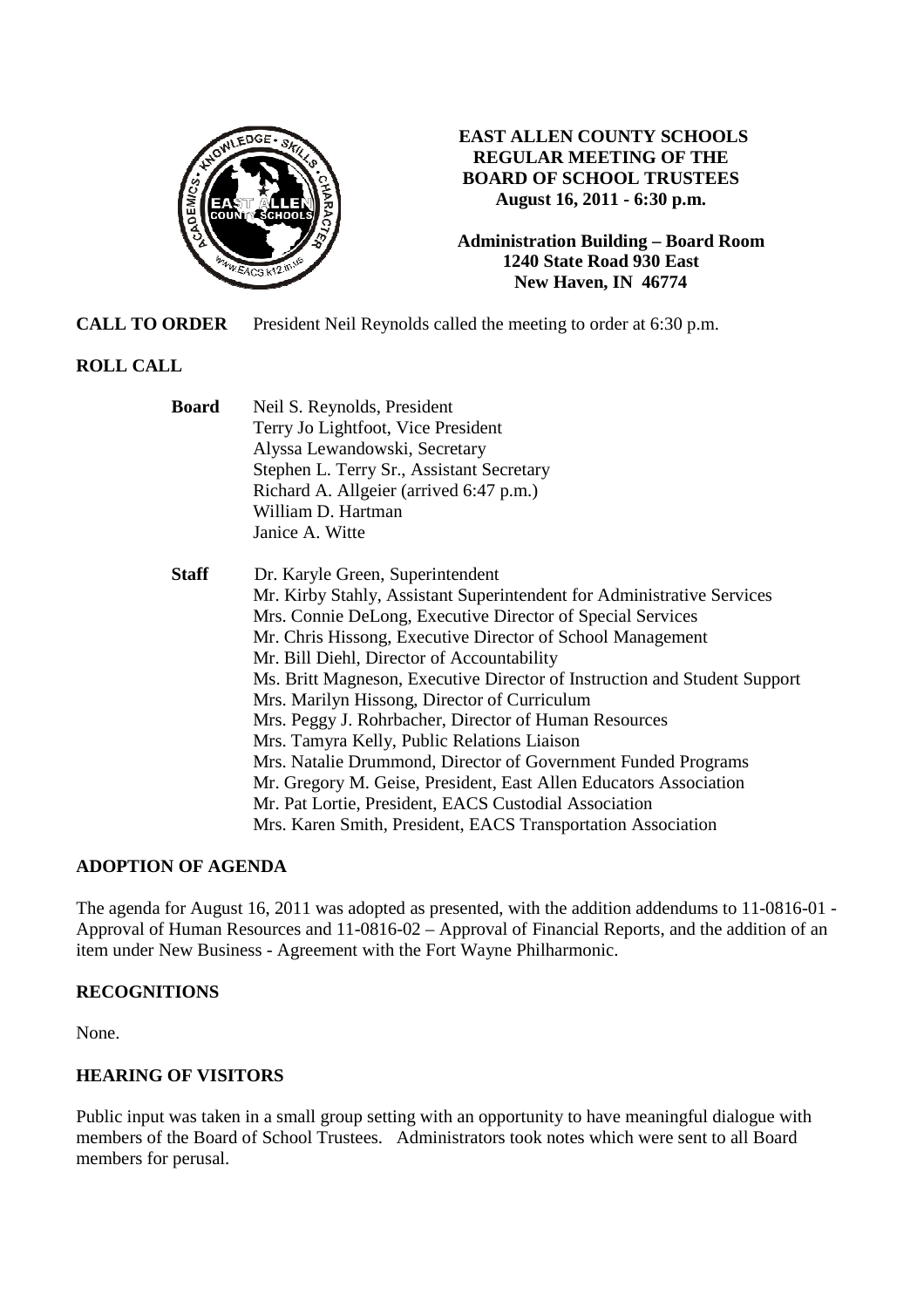# EAST ALLEN COUNTY SCHOOLS
## REGULAR MEETING OF THE BOARD OF SCHOOL TRUSTEES
**August 16, 2011 - 6:30 p.m.**

**Administration Building – Board Room**
**1240 State Road 930 East**
**New Haven, IN 46774**

**CALL TO ORDER** President Neil Reynolds called the meeting to order at 6:30 p.m.

## ROLL CALL

**Board**
- Neil S. Reynolds, President
- Terry Jo Lightfoot, Vice President
- Alyssa Lewandowski, Secretary
- Stephen L. Terry Sr., Assistant Secretary
- Richard A. Allgeier (arrived 6:47 p.m.)
- William D. Hartman
- Janice A. Witte

**Staff**
- Dr. Karyle Green, Superintendent
- Mr. Kirby Stahly, Assistant Superintendent for Administrative Services
- Mrs. Connie DeLong, Executive Director of Special Services
- Mr. Chris Hissong, Executive Director of School Management
- Mr. Bill Diehl, Director of Accountability
- Ms. Britt Magneson, Executive Director of Instruction and Student Support
- Mrs. Marilyn Hissong, Director of Curriculum
- Mrs. Peggy J. Rohrbacher, Director of Human Resources
- Mrs. Tamyra Kelly, Public Relations Liaison
- Mrs. Natalie Drummond, Director of Government Funded Programs
- Mr. Gregory M. Geise, President, East Allen Educators Association
- Mr. Pat Lortie, President, EACS Custodial Association
- Mrs. Karen Smith, President, EACS Transportation Association

## ADOPTION OF AGENDA

The agenda for August 16, 2011 was adopted as presented, with the addition addendums to 11-0816-01 - Approval of Human Resources and 11-0816-02 – Approval of Financial Reports, and the addition of an item under New Business - Agreement with the Fort Wayne Philharmonic.

## RECOGNITIONS

None.

## HEARING OF VISITORS

Public input was taken in a small group setting with an opportunity to have meaningful dialogue with members of the Board of School Trustees. Administrators took notes which were sent to all Board members for perusal.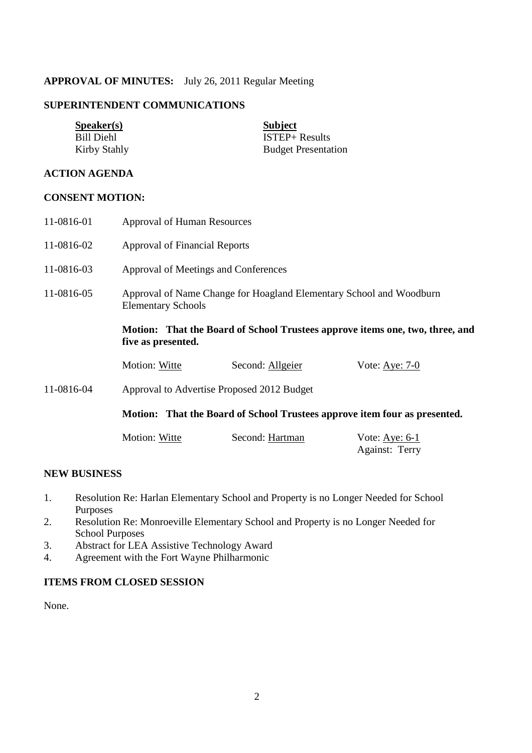**APPROVAL OF MINUTES:** July 26, 2011 Regular Meeting

**SUPERINTENDENT COMMUNICATIONS**

| **Speaker(s)** | **Subject** |
|---|---|
| Bill Diehl | ISTEP+ Results |
| Kirby Stahly | Budget Presentation |

**ACTION AGENDA**

**CONSENT MOTION:**

11-0816-01 Approval of Human Resources

11-0816-02 Approval of Financial Reports

11-0816-03 Approval of Meetings and Conferences

11-0816-05 Approval of Name Change for Hoagland Elementary School and Woodburn Elementary Schools

**Motion: That the Board of School Trustees approve items one, two, three, and five as presented.**

Motion: Witte Second: Allgeier Vote: Aye: 7-0

11-0816-04 Approval to Advertise Proposed 2012 Budget

**Motion: That the Board of School Trustees approve item four as presented.**

Motion: Witte Second: Hartman Vote: Aye: 6-1
Against: Terry

**NEW BUSINESS**

1. Resolution Re: Harlan Elementary School and Property is no Longer Needed for School Purposes
2. Resolution Re: Monroeville Elementary School and Property is no Longer Needed for School Purposes
3. Abstract for LEA Assistive Technology Award
4. Agreement with the Fort Wayne Philharmonic

**ITEMS FROM CLOSED SESSION**

None.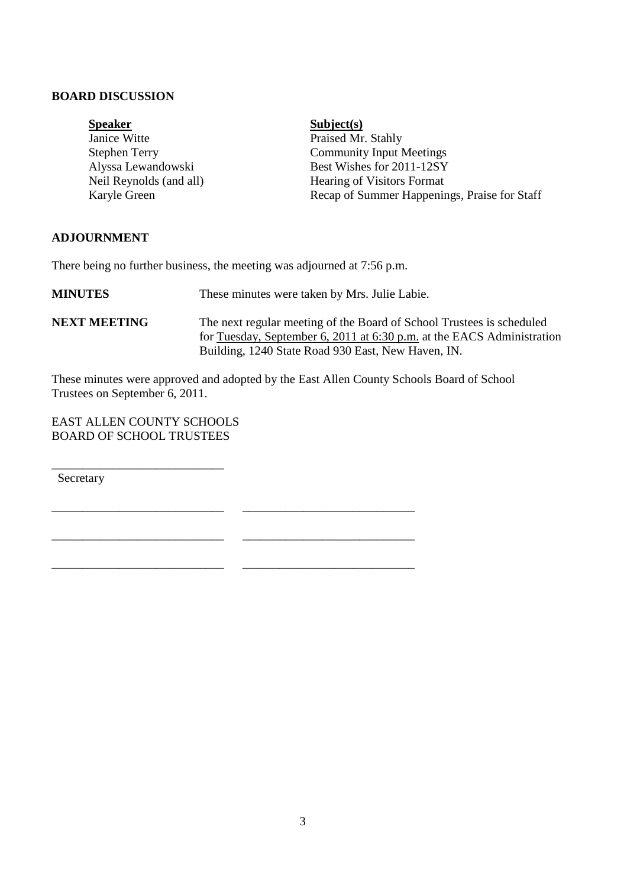**BOARD DISCUSSION**

| <u>**Speaker**</u> | <u>**Subject(s)**</u> |
|---|---|
| Janice Witte | Praised Mr. Stahly |
| Stephen Terry | Community Input Meetings |
| Alyssa Lewandowski | Best Wishes for 2011-12SY |
| Neil Reynolds (and all) | Hearing of Visitors Format |
| Karyle Green | Recap of Summer Happenings, Praise for Staff |

**ADJOURNMENT**

There being no further business, the meeting was adjourned at 7:56 p.m.

**MINUTES** These minutes were taken by Mrs. Julie Labie.

**NEXT MEETING** The next regular meeting of the Board of School Trustees is scheduled for <u>Tuesday, September 6, 2011 at 6:30 p.m.</u> at the EACS Administration Building, 1240 State Road 930 East, New Haven, IN.

These minutes were approved and adopted by the East Allen County Schools Board of School Trustees on September 6, 2011.

EAST ALLEN COUNTY SCHOOLS
BOARD OF SCHOOL TRUSTEES

____________________________
Secretary

____________________________ ____________________________

____________________________ ____________________________

____________________________ ____________________________